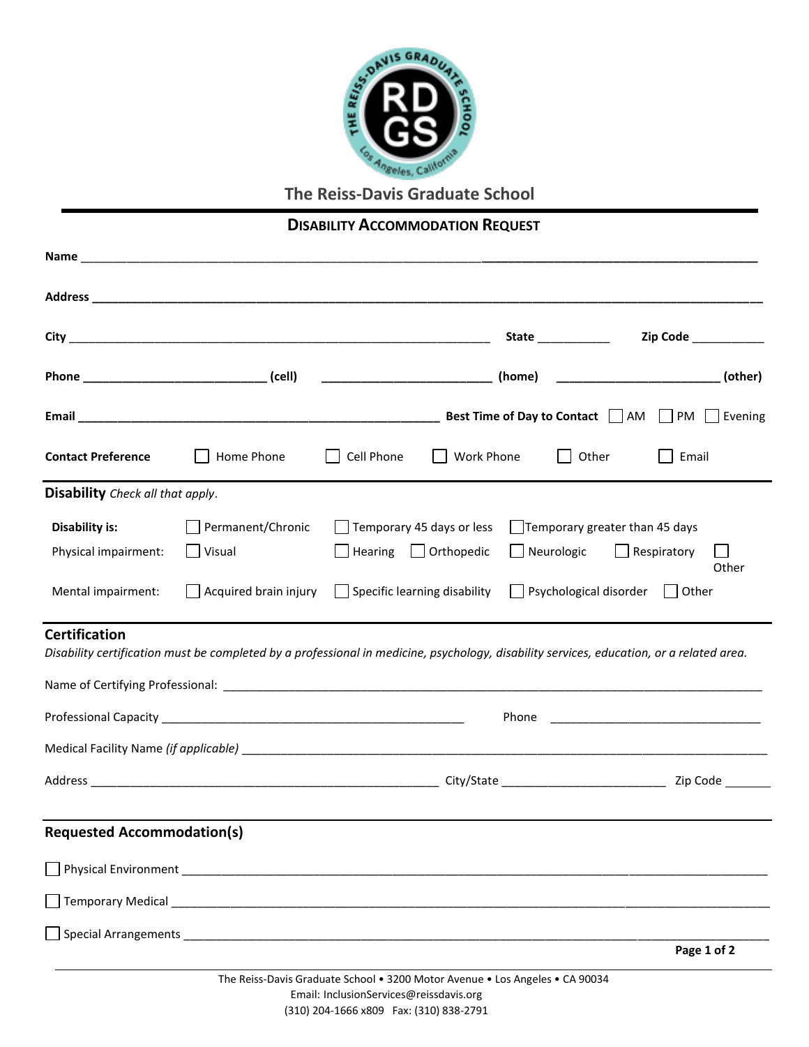The Reiss-Davis Graduate School

## DISABILITY ACCOMMODATION REQUEST

**Name** ________________________________________________________________________________

**Address** ________________________________________________________________________________

**City** ____________________________________________ **State** __________ **Zip Code** __________

**Phone** ________________________ **(cell)** ________________________ **(home)** ________________________ **(other)**

**Email** ____________________________________________ **Best Time of Day to Contact** ☐ AM ☐ PM ☐ Evening

**Contact Preference** ☐ Home Phone ☐ Cell Phone ☐ Work Phone ☐ Other ☐ Email

## Disability *Check all that apply.*

**Disability is:** ☐ Permanent/Chronic ☐ Temporary 45 days or less ☐ Temporary greater than 45 days

Physical impairment: ☐ Visual ☐ Hearing ☐ Orthopedic ☐ Neurologic ☐ Respiratory ☐ Other

Mental impairment: ☐ Acquired brain injury ☐ Specific learning disability ☐ Psychological disorder ☐ Other

## Certification

*Disability certification must be completed by a professional in medicine, psychology, disability services, education, or a related area.*

Name of Certifying Professional: ________________________________________________________________________________

Professional Capacity ____________________________________________ Phone ________________________________

Medical Facility Name *(if applicable)* ________________________________________________________________________________

Address ____________________________________________ City/State ________________________ Zip Code _______

## Requested Accommodation(s)

☐ Physical Environment ________________________________________________________________________________

☐ Temporary Medical ________________________________________________________________________________

☐ Special Arrangements ________________________________________________________________________________

The Reiss-Davis Graduate School • 3200 Motor Avenue • Los Angeles • CA 90034
Email: InclusionServices@reissdavis.org
(310) 204-1666 x809 Fax: (310) 838-2791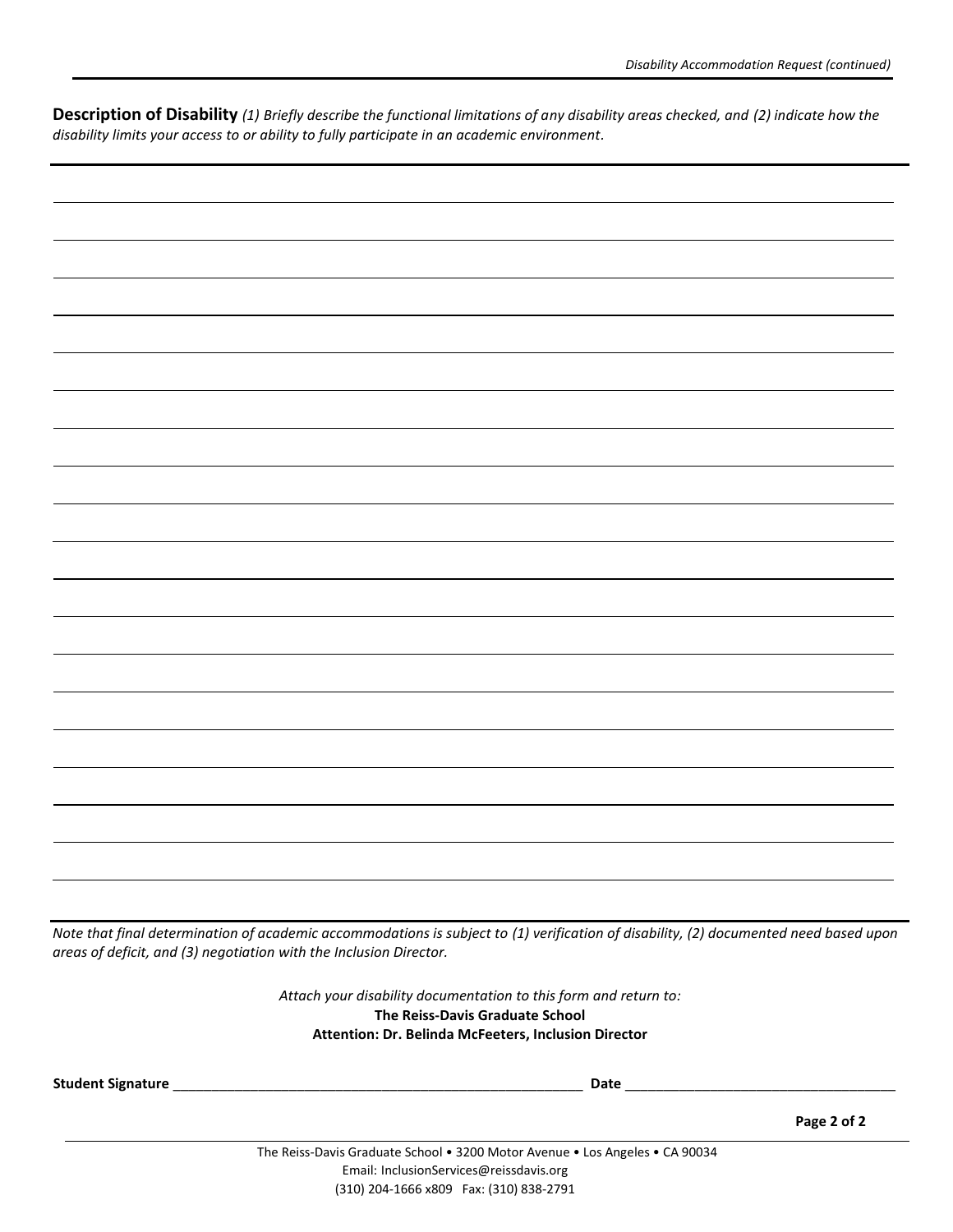**Description of Disability** *(1) Briefly describe the functional limitations of any disability areas checked, and (2) indicate how the disability limits your access to or ability to fully participate in an academic environment.*

*Note that final determination of academic accommodations is subject to (1) verification of disability, (2) documented need based upon areas of deficit, and (3) negotiation with the Inclusion Director.*

*Attach your disability documentation to this form and return to:*

**The Reiss-Davis Graduate School**

**Attention: Dr. Belinda McFeeters, Inclusion Director**

**Student Signature** ______________________________________________________ **Date** ____________________________________

The Reiss-Davis Graduate School • 3200 Motor Avenue • Los Angeles • CA 90034

Email: InclusionServices@reissdavis.org

(310) 204-1666 x809 Fax: (310) 838-2791